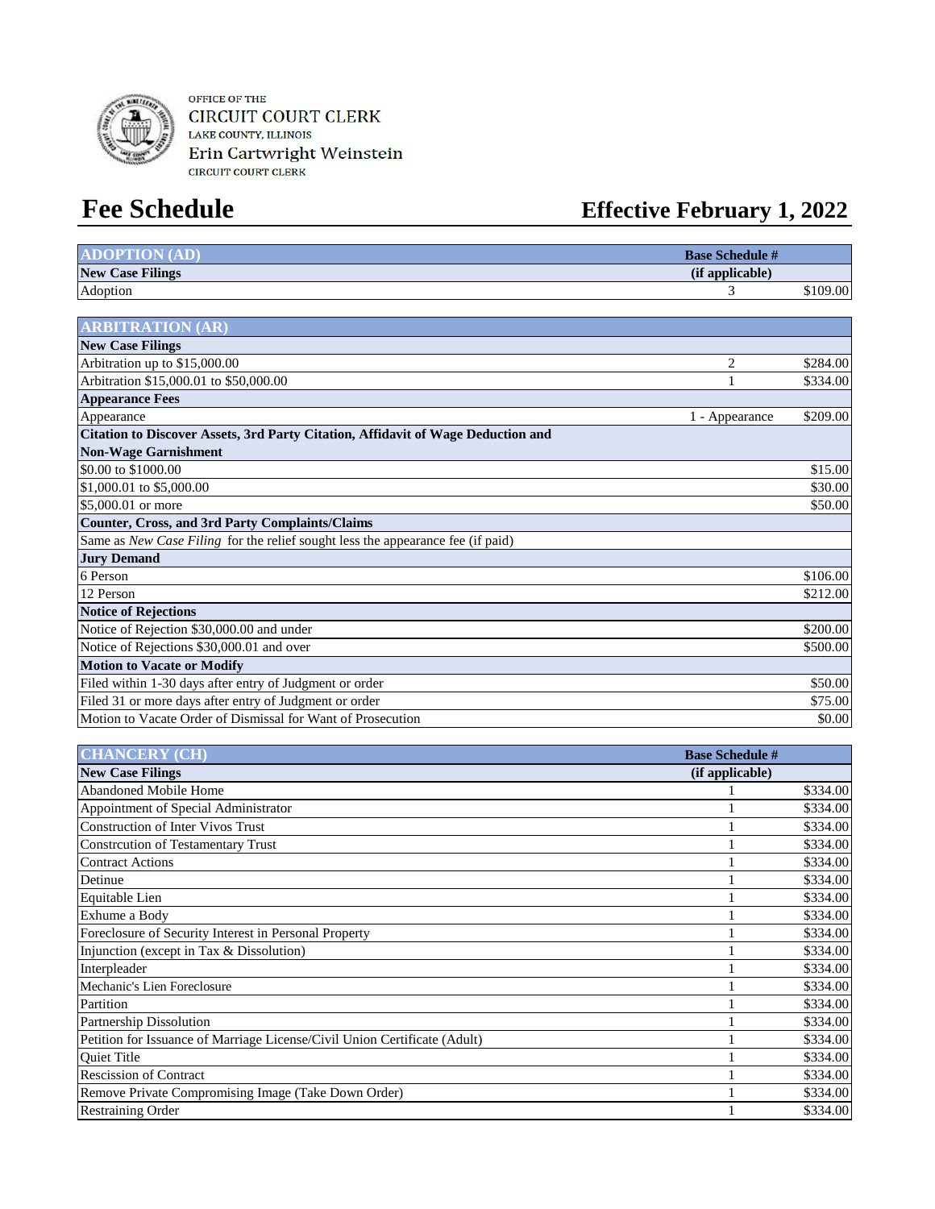OFFICE OF THE
CIRCUIT COURT CLERK
LAKE COUNTY, ILLINOIS
Erin Cartwright Weinstein
CIRCUIT COURT CLERK

# Fee Schedule

## Effective February 1, 2022

| ADOPTION (AD) | Base Schedule # | |
|---|---|---|
| **New Case Filings** | **(if applicable)** | |
| Adoption | 3 | $109.00 |

| ARBITRATION (AR) | | |
|---|---|---|
| **New Case Filings** | | |
| Arbitration up to $15,000.00 | 2 | $284.00 |
| Arbitration $15,000.01 to $50,000.00 | 1 | $334.00 |
| **Appearance Fees** | | |
| Appearance | 1 - Appearance | $209.00 |
| **Citation to Discover Assets, 3rd Party Citation, Affidavit of Wage Deduction and Non-Wage Garnishment** | | |
| $0.00 to $1000.00 | | $15.00 |
| $1,000.01 to $5,000.00 | | $30.00 |
| $5,000.01 or more | | $50.00 |
| **Counter, Cross, and 3rd Party Complaints/Claims** | | |
| Same as *New Case Filing* for the relief sought less the appearance fee (if paid) | | |
| **Jury Demand** | | |
| 6 Person | | $106.00 |
| 12 Person | | $212.00 |
| **Notice of Rejections** | | |
| Notice of Rejection $30,000.00 and under | | $200.00 |
| Notice of Rejections $30,000.01 and over | | $500.00 |
| **Motion to Vacate or Modify** | | |
| Filed within 1-30 days after entry of Judgment or order | | $50.00 |
| Filed 31 or more days after entry of Judgment or order | | $75.00 |
| Motion to Vacate Order of Dismissal for Want of Prosecution | | $0.00 |

| CHANCERY (CH) | Base Schedule # | |
|---|---|---|
| **New Case Filings** | **(if applicable)** | |
| Abandoned Mobile Home | 1 | $334.00 |
| Appointment of Special Administrator | 1 | $334.00 |
| Construction of Inter Vivos Trust | 1 | $334.00 |
| Constrcution of Testamentary Trust | 1 | $334.00 |
| Contract Actions | 1 | $334.00 |
| Detinue | 1 | $334.00 |
| Equitable Lien | 1 | $334.00 |
| Exhume a Body | 1 | $334.00 |
| Foreclosure of Security Interest in Personal Property | 1 | $334.00 |
| Injunction (except in Tax & Dissolution) | 1 | $334.00 |
| Interpleader | 1 | $334.00 |
| Mechanic's Lien Foreclosure | 1 | $334.00 |
| Partition | 1 | $334.00 |
| Partnership Dissolution | 1 | $334.00 |
| Petition for Issuance of Marriage License/Civil Union Certificate (Adult) | 1 | $334.00 |
| Quiet Title | 1 | $334.00 |
| Rescission of Contract | 1 | $334.00 |
| Remove Private Compromising Image (Take Down Order) | 1 | $334.00 |
| Restraining Order | 1 | $334.00 |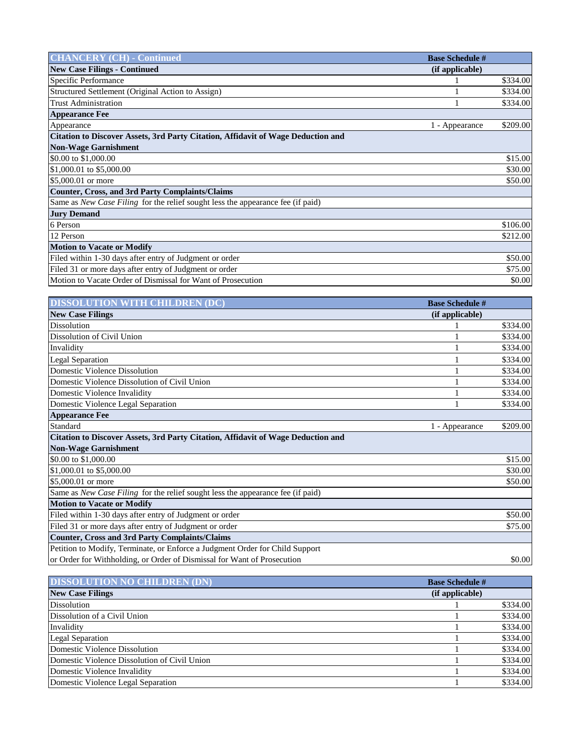| CHANCERY (CH) - Continued | Base Schedule # | |
|---|---|---|
| **New Case Filings - Continued** | **(if applicable)** | |
| Specific Performance | 1 | $334.00 |
| Structured Settlement (Original Action to Assign) | 1 | $334.00 |
| Trust Administration | 1 | $334.00 |
| **Appearance Fee** | | |
| Appearance | 1 - Appearance | $209.00 |
| **Citation to Discover Assets, 3rd Party Citation, Affidavit of Wage Deduction and Non-Wage Garnishment** | | |
| $0.00 to $1,000.00 | | $15.00 |
| $1,000.01 to $5,000.00 | | $30.00 |
| $5,000.01 or more | | $50.00 |
| **Counter, Cross, and 3rd Party Complaints/Claims** | | |
| Same as *New Case Filing* for the relief sought less the appearance fee (if paid) | | |
| **Jury Demand** | | |
| 6 Person | | $106.00 |
| 12 Person | | $212.00 |
| **Motion to Vacate or Modify** | | |
| Filed within 1-30 days after entry of Judgment or order | | $50.00 |
| Filed 31 or more days after entry of Judgment or order | | $75.00 |
| Motion to Vacate Order of Dismissal for Want of Prosecution | | $0.00 |

| DISSOLUTION WITH CHILDREN (DC) | Base Schedule # | |
|---|---|---|
| **New Case Filings** | **(if applicable)** | |
| Dissolution | 1 | $334.00 |
| Dissolution of Civil Union | 1 | $334.00 |
| Invalidity | 1 | $334.00 |
| Legal Separation | 1 | $334.00 |
| Domestic Violence Dissolution | 1 | $334.00 |
| Domestic Violence Dissolution of Civil Union | 1 | $334.00 |
| Domestic Violence Invalidity | 1 | $334.00 |
| Domestic Violence Legal Separation | 1 | $334.00 |
| **Appearance Fee** | | |
| Standard | 1 - Appearance | $209.00 |
| **Citation to Discover Assets, 3rd Party Citation, Affidavit of Wage Deduction and Non-Wage Garnishment** | | |
| $0.00 to $1,000.00 | | $15.00 |
| $1,000.01 to $5,000.00 | | $30.00 |
| $5,000.01 or more | | $50.00 |
| Same as *New Case Filing* for the relief sought less the appearance fee (if paid) | | |
| **Motion to Vacate or Modify** | | |
| Filed within 1-30 days after entry of Judgment or order | | $50.00 |
| Filed 31 or more days after entry of Judgment or order | | $75.00 |
| **Counter, Cross and 3rd Party Complaints/Claims** | | |
| Petition to Modify, Terminate, or Enforce a Judgment Order for Child Support or Order for Withholding, or Order of Dismissal for Want of Prosecution | | $0.00 |

| DISSOLUTION NO CHILDREN (DN) | Base Schedule # | |
|---|---|---|
| **New Case Filings** | **(if applicable)** | |
| Dissolution | 1 | $334.00 |
| Dissolution of a Civil Union | 1 | $334.00 |
| Invalidity | 1 | $334.00 |
| Legal Separation | 1 | $334.00 |
| Domestic Violence Dissolution | 1 | $334.00 |
| Domestic Violence Dissolution of Civil Union | 1 | $334.00 |
| Domestic Violence Invalidity | 1 | $334.00 |
| Domestic Violence Legal Separation | 1 | $334.00 |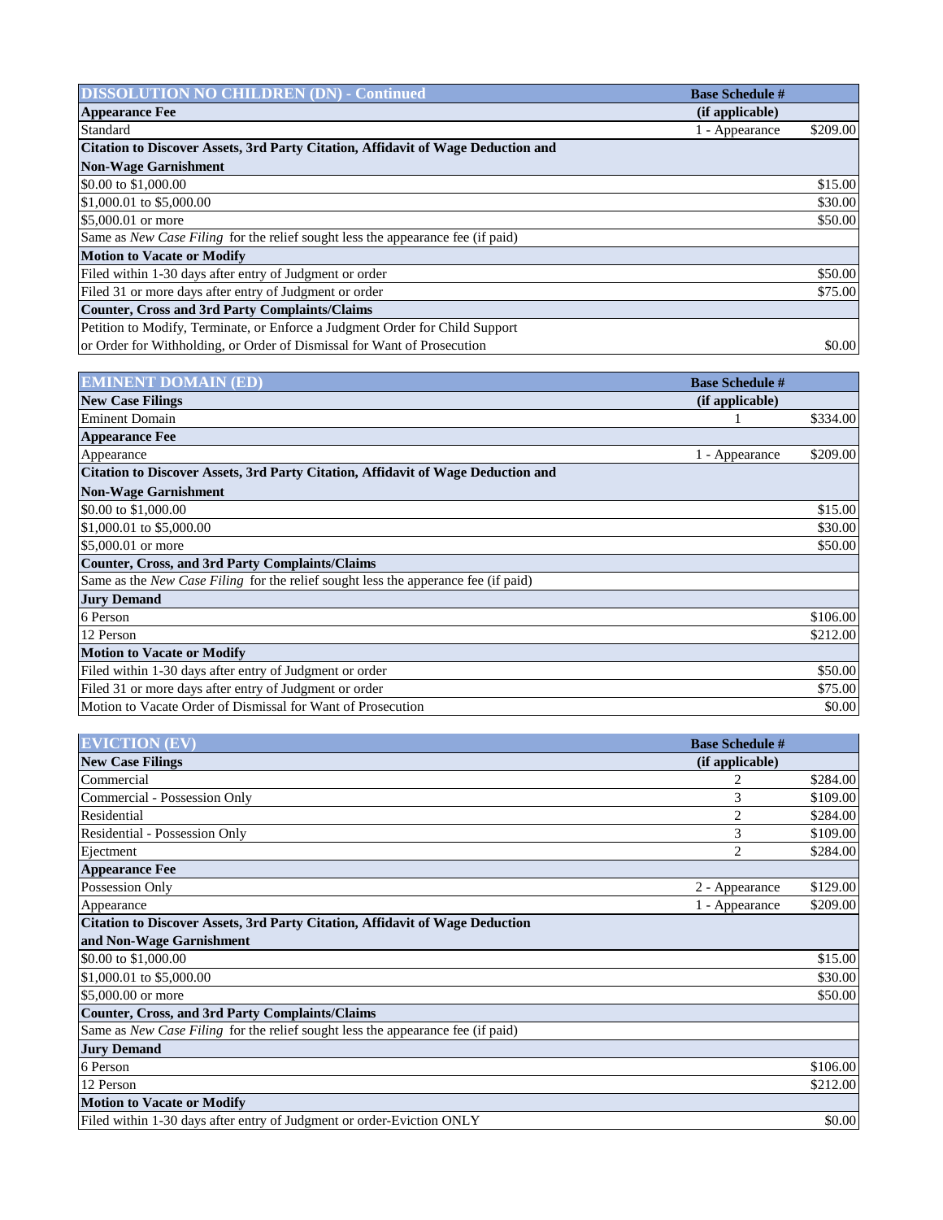| DISSOLUTION NO CHILDREN (DN) - Continued | Base Schedule # | |
|---|---|---|
| **Appearance Fee** | **(if applicable)** | |
| Standard | 1 - Appearance | $209.00 |
| **Citation to Discover Assets, 3rd Party Citation, Affidavit of Wage Deduction and Non-Wage Garnishment** | | |
| $0.00 to $1,000.00 | | $15.00 |
| $1,000.01 to $5,000.00 | | $30.00 |
| $5,000.01 or more | | $50.00 |
| Same as *New Case Filing* for the relief sought less the appearance fee (if paid) | | |
| **Motion to Vacate or Modify** | | |
| Filed within 1-30 days after entry of Judgment or order | | $50.00 |
| Filed 31 or more days after entry of Judgment or order | | $75.00 |
| **Counter, Cross and 3rd Party Complaints/Claims** | | |
| Petition to Modify, Terminate, or Enforce a Judgment Order for Child Support or Order for Withholding, or Order of Dismissal for Want of Prosecution | | $0.00 |

| EMINENT DOMAIN (ED) | Base Schedule # | |
|---|---|---|
| **New Case Filings** | **(if applicable)** | |
| Eminent Domain | 1 | $334.00 |
| **Appearance Fee** | | |
| Appearance | 1 - Appearance | $209.00 |
| **Citation to Discover Assets, 3rd Party Citation, Affidavit of Wage Deduction and Non-Wage Garnishment** | | |
| $0.00 to $1,000.00 | | $15.00 |
| $1,000.01 to $5,000.00 | | $30.00 |
| $5,000.01 or more | | $50.00 |
| **Counter, Cross, and 3rd Party Complaints/Claims** | | |
| Same as the *New Case Filing* for the relief sought less the apperance fee (if paid) | | |
| **Jury Demand** | | |
| 6 Person | | $106.00 |
| 12 Person | | $212.00 |
| **Motion to Vacate or Modify** | | |
| Filed within 1-30 days after entry of Judgment or order | | $50.00 |
| Filed 31 or more days after entry of Judgment or order | | $75.00 |
| Motion to Vacate Order of Dismissal for Want of Prosecution | | $0.00 |

| EVICTION (EV) | Base Schedule # | |
|---|---|---|
| **New Case Filings** | **(if applicable)** | |
| Commercial | 2 | $284.00 |
| Commercial - Possession Only | 3 | $109.00 |
| Residential | 2 | $284.00 |
| Residential - Possession Only | 3 | $109.00 |
| Ejectment | 2 | $284.00 |
| **Appearance Fee** | | |
| Possession Only | 2 - Appearance | $129.00 |
| Appearance | 1 - Appearance | $209.00 |
| **Citation to Discover Assets, 3rd Party Citation, Affidavit of Wage Deduction and Non-Wage Garnishment** | | |
| $0.00 to $1,000.00 | | $15.00 |
| $1,000.01 to $5,000.00 | | $30.00 |
| $5,000.00 or more | | $50.00 |
| **Counter, Cross, and 3rd Party Complaints/Claims** | | |
| Same as *New Case Filing* for the relief sought less the appearance fee (if paid) | | |
| **Jury Demand** | | |
| 6 Person | | $106.00 |
| 12 Person | | $212.00 |
| **Motion to Vacate or Modify** | | |
| Filed within 1-30 days after entry of Judgment or order-Eviction ONLY | | $0.00 |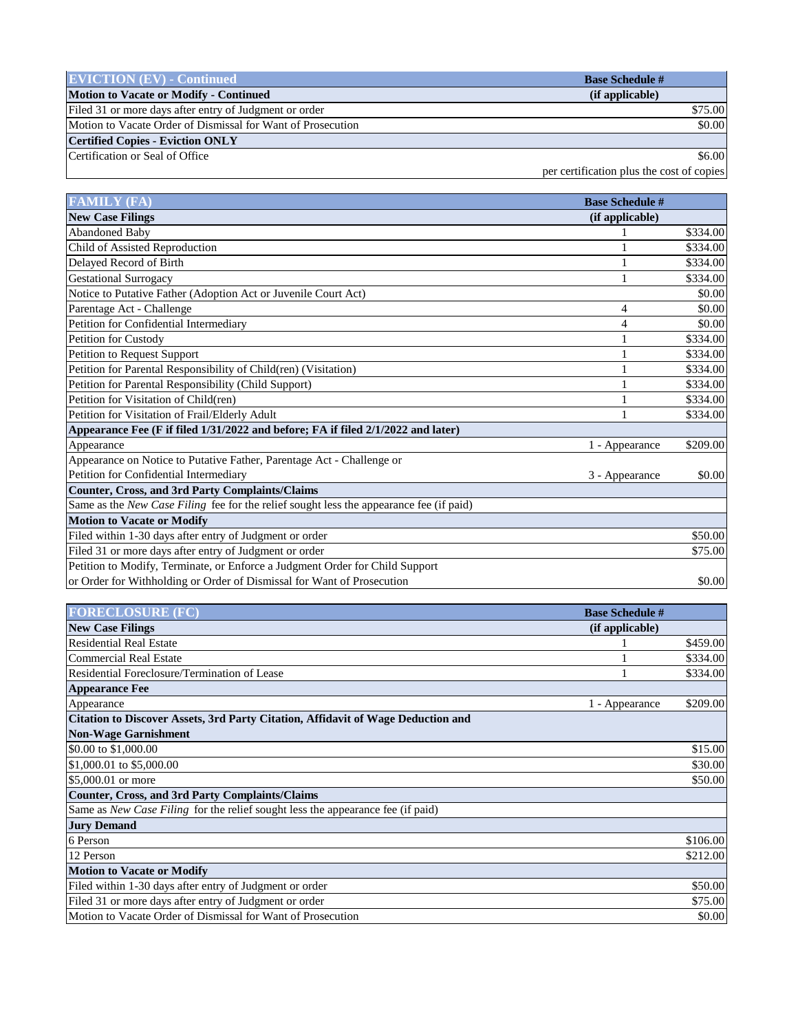| EVICTION (EV) - Continued | Base Schedule # | |
|---|---|---|
| **Motion to Vacate or Modify - Continued** | **(if applicable)** | |
| Filed 31 or more days after entry of Judgment or order | | $75.00 |
| Motion to Vacate Order of Dismissal for Want of Prosecution | | $0.00 |
| **Certified Copies - Eviction ONLY** | | |
| Certification or Seal of Office | | $6.00 |
| | | per certification plus the cost of copies |

| FAMILY (FA) | Base Schedule # | |
|---|---|---|
| **New Case Filings** | **(if applicable)** | |
| Abandoned Baby | 1 | $334.00 |
| Child of Assisted Reproduction | 1 | $334.00 |
| Delayed Record of Birth | 1 | $334.00 |
| Gestational Surrogacy | 1 | $334.00 |
| Notice to Putative Father (Adoption Act or Juvenile Court Act) | | $0.00 |
| Parentage Act - Challenge | 4 | $0.00 |
| Petition for Confidential Intermediary | 4 | $0.00 |
| Petition for Custody | 1 | $334.00 |
| Petition to Request Support | 1 | $334.00 |
| Petition for Parental Responsibility of Child(ren) (Visitation) | 1 | $334.00 |
| Petition for Parental Responsibility (Child Support) | 1 | $334.00 |
| Petition for Visitation of Child(ren) | 1 | $334.00 |
| Petition for Visitation of Frail/Elderly Adult | 1 | $334.00 |
| **Appearance Fee (F if filed 1/31/2022 and before; FA if filed 2/1/2022 and later)** | | |
| Appearance | 1 - Appearance | $209.00 |
| Appearance on Notice to Putative Father, Parentage Act - Challenge or Petition for Confidential Intermediary | 3 - Appearance | $0.00 |
| **Counter, Cross, and 3rd Party Complaints/Claims** | | |
| Same as the *New Case Filing* fee for the relief sought less the appearance fee (if paid) | | |
| **Motion to Vacate or Modify** | | |
| Filed within 1-30 days after entry of Judgment or order | | $50.00 |
| Filed 31 or more days after entry of Judgment or order | | $75.00 |
| Petition to Modify, Terminate, or Enforce a Judgment Order for Child Support or Order for Withholding or Order of Dismissal for Want of Prosecution | | $0.00 |

| FORECLOSURE (FC) | Base Schedule # | |
|---|---|---|
| **New Case Filings** | **(if applicable)** | |
| Residential Real Estate | 1 | $459.00 |
| Commercial Real Estate | 1 | $334.00 |
| Residential Foreclosure/Termination of Lease | 1 | $334.00 |
| **Appearance Fee** | | |
| Appearance | 1 - Appearance | $209.00 |
| **Citation to Discover Assets, 3rd Party Citation, Affidavit of Wage Deduction and Non-Wage Garnishment** | | |
| $0.00 to $1,000.00 | | $15.00 |
| $1,000.01 to $5,000.00 | | $30.00 |
| $5,000.01 or more | | $50.00 |
| **Counter, Cross, and 3rd Party Complaints/Claims** | | |
| Same as *New Case Filing* for the relief sought less the appearance fee (if paid) | | |
| **Jury Demand** | | |
| 6 Person | | $106.00 |
| 12 Person | | $212.00 |
| **Motion to Vacate or Modify** | | |
| Filed within 1-30 days after entry of Judgment or order | | $50.00 |
| Filed 31 or more days after entry of Judgment or order | | $75.00 |
| Motion to Vacate Order of Dismissal for Want of Prosecution | | $0.00 |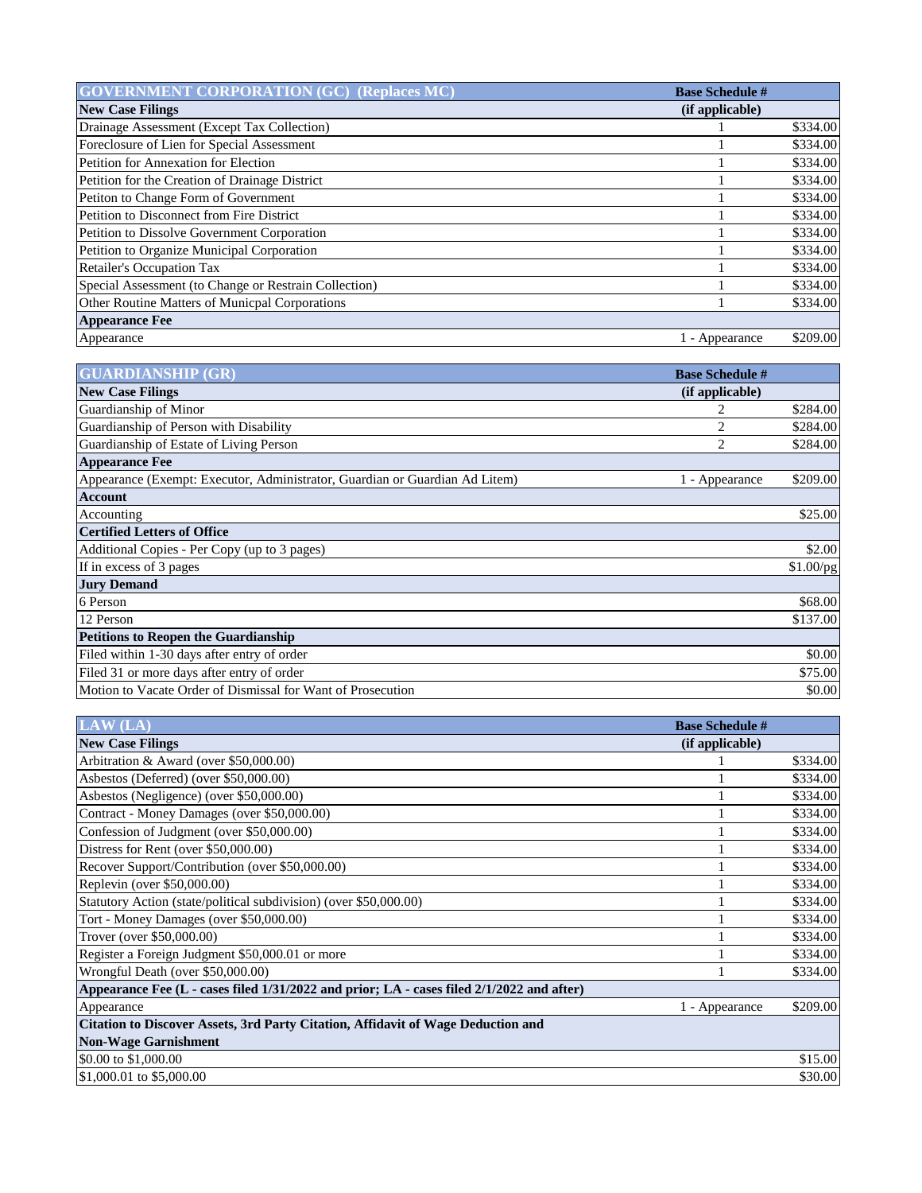| GOVERNMENT CORPORATION (GC) (Replaces MC) | Base Schedule # | |
|---|---|---|
| **New Case Filings** | **(if applicable)** | |
| Drainage Assessment (Except Tax Collection) | 1 | $334.00 |
| Foreclosure of Lien for Special Assessment | 1 | $334.00 |
| Petition for Annexation for Election | 1 | $334.00 |
| Petition for the Creation of Drainage District | 1 | $334.00 |
| Petiton to Change Form of Government | 1 | $334.00 |
| Petition to Disconnect from Fire District | 1 | $334.00 |
| Petition to Dissolve Government Corporation | 1 | $334.00 |
| Petition to Organize Municipal Corporation | 1 | $334.00 |
| Retailer's Occupation Tax | 1 | $334.00 |
| Special Assessment (to Change or Restrain Collection) | 1 | $334.00 |
| Other Routine Matters of Municpal Corporations | 1 | $334.00 |
| **Appearance Fee** | | |
| Appearance | 1 - Appearance | $209.00 |

| GUARDIANSHIP (GR) | Base Schedule # | |
|---|---|---|
| **New Case Filings** | **(if applicable)** | |
| Guardianship of Minor | 2 | $284.00 |
| Guardianship of Person with Disability | 2 | $284.00 |
| Guardianship of Estate of Living Person | 2 | $284.00 |
| **Appearance Fee** | | |
| Appearance (Exempt: Executor, Administrator, Guardian or Guardian Ad Litem) | 1 - Appearance | $209.00 |
| **Account** | | |
| Accounting | | $25.00 |
| **Certified Letters of Office** | | |
| Additional Copies - Per Copy (up to 3 pages) | | $2.00 |
| If in excess of 3 pages | | $1.00/pg |
| **Jury Demand** | | |
| 6 Person | | $68.00 |
| 12 Person | | $137.00 |
| **Petitions to Reopen the Guardianship** | | |
| Filed within 1-30 days after entry of order | | $0.00 |
| Filed 31 or more days after entry of order | | $75.00 |
| Motion to Vacate Order of Dismissal for Want of Prosecution | | $0.00 |

| LAW (LA) | Base Schedule # | |
|---|---|---|
| **New Case Filings** | **(if applicable)** | |
| Arbitration & Award (over $50,000.00) | 1 | $334.00 |
| Asbestos (Deferred) (over $50,000.00) | 1 | $334.00 |
| Asbestos (Negligence) (over $50,000.00) | 1 | $334.00 |
| Contract - Money Damages (over $50,000.00) | 1 | $334.00 |
| Confession of Judgment (over $50,000.00) | 1 | $334.00 |
| Distress for Rent (over $50,000.00) | 1 | $334.00 |
| Recover Support/Contribution (over $50,000.00) | 1 | $334.00 |
| Replevin (over $50,000.00) | 1 | $334.00 |
| Statutory Action (state/political subdivision) (over $50,000.00) | 1 | $334.00 |
| Tort - Money Damages (over $50,000.00) | 1 | $334.00 |
| Trover (over $50,000.00) | 1 | $334.00 |
| Register a Foreign Judgment $50,000.01 or more | 1 | $334.00 |
| Wrongful Death (over $50,000.00) | 1 | $334.00 |
| **Appearance Fee (L - cases filed 1/31/2022 and prior; LA - cases filed 2/1/2022 and after)** | | |
| Appearance | 1 - Appearance | $209.00 |
| **Citation to Discover Assets, 3rd Party Citation, Affidavit of Wage Deduction and Non-Wage Garnishment** | | |
| $0.00 to $1,000.00 | | $15.00 |
| $1,000.01 to $5,000.00 | | $30.00 |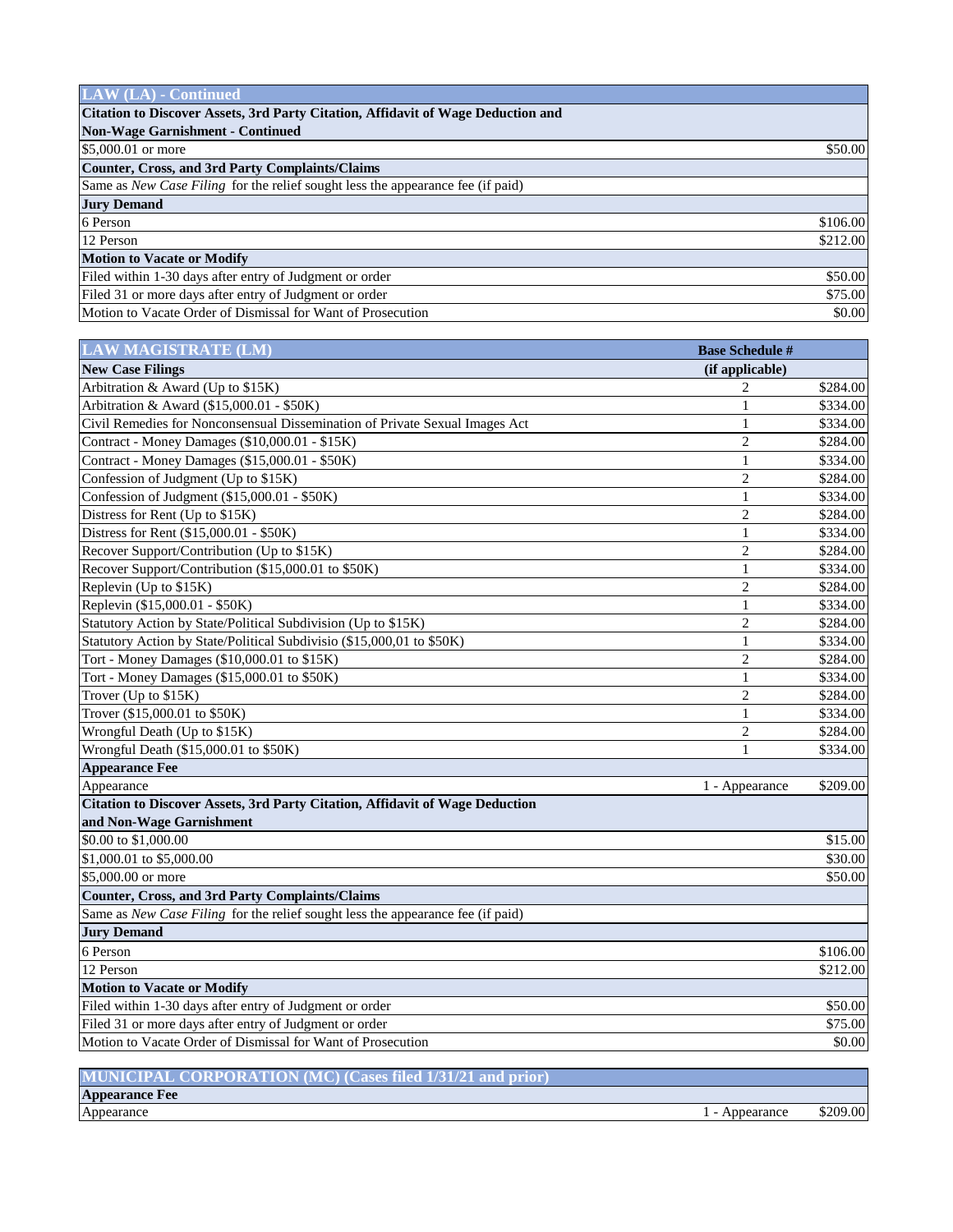| LAW (LA) - Continued | |
|---|---|
| **Citation to Discover Assets, 3rd Party Citation, Affidavit of Wage Deduction and Non-Wage Garnishment - Continued** | |
| $5,000.01 or more | $50.00 |
| **Counter, Cross, and 3rd Party Complaints/Claims** | |
| Same as *New Case Filing* for the relief sought less the appearance fee (if paid) | |
| **Jury Demand** | |
| 6 Person | $106.00 |
| 12 Person | $212.00 |
| **Motion to Vacate or Modify** | |
| Filed within 1-30 days after entry of Judgment or order | $50.00 |
| Filed 31 or more days after entry of Judgment or order | $75.00 |
| Motion to Vacate Order of Dismissal for Want of Prosecution | $0.00 |

| LAW MAGISTRATE (LM) | Base Schedule # | |
|---|---|---|
| **New Case Filings** | **(if applicable)** | |
| Arbitration & Award (Up to $15K) | 2 | $284.00 |
| Arbitration & Award ($15,000.01 - $50K) | 1 | $334.00 |
| Civil Remedies for Nonconsensual Dissemination of Private Sexual Images Act | 1 | $334.00 |
| Contract - Money Damages ($10,000.01 - $15K) | 2 | $284.00 |
| Contract - Money Damages ($15,000.01 - $50K) | 1 | $334.00 |
| Confession of Judgment (Up to $15K) | 2 | $284.00 |
| Confession of Judgment ($15,000.01 - $50K) | 1 | $334.00 |
| Distress for Rent (Up to $15K) | 2 | $284.00 |
| Distress for Rent ($15,000.01 - $50K) | 1 | $334.00 |
| Recover Support/Contribution (Up to $15K) | 2 | $284.00 |
| Recover Support/Contribution ($15,000.01 to $50K) | 1 | $334.00 |
| Replevin (Up to $15K) | 2 | $284.00 |
| Replevin ($15,000.01 - $50K) | 1 | $334.00 |
| Statutory Action by State/Political Subdivision (Up to $15K) | 2 | $284.00 |
| Statutory Action by State/Political Subdivisio ($15,000,01 to $50K) | 1 | $334.00 |
| Tort - Money Damages ($10,000.01 to $15K) | 2 | $284.00 |
| Tort - Money Damages ($15,000.01 to $50K) | 1 | $334.00 |
| Trover (Up to $15K) | 2 | $284.00 |
| Trover ($15,000.01 to $50K) | 1 | $334.00 |
| Wrongful Death (Up to $15K) | 2 | $284.00 |
| Wrongful Death ($15,000.01 to $50K) | 1 | $334.00 |
| **Appearance Fee** | | |
| Appearance | 1 - Appearance | $209.00 |
| **Citation to Discover Assets, 3rd Party Citation, Affidavit of Wage Deduction and Non-Wage Garnishment** | | |
| $0.00 to $1,000.00 | | $15.00 |
| $1,000.01 to $5,000.00 | | $30.00 |
| $5,000.00 or more | | $50.00 |
| **Counter, Cross, and 3rd Party Complaints/Claims** | | |
| Same as *New Case Filing* for the relief sought less the appearance fee (if paid) | | |
| **Jury Demand** | | |
| 6 Person | | $106.00 |
| 12 Person | | $212.00 |
| **Motion to Vacate or Modify** | | |
| Filed within 1-30 days after entry of Judgment or order | | $50.00 |
| Filed 31 or more days after entry of Judgment or order | | $75.00 |
| Motion to Vacate Order of Dismissal for Want of Prosecution | | $0.00 |

| MUNICIPAL CORPORATION (MC) (Cases filed 1/31/21 and prior) | | |
|---|---|---|
| **Appearance Fee** | | |
| Appearance | 1 - Appearance | $209.00 |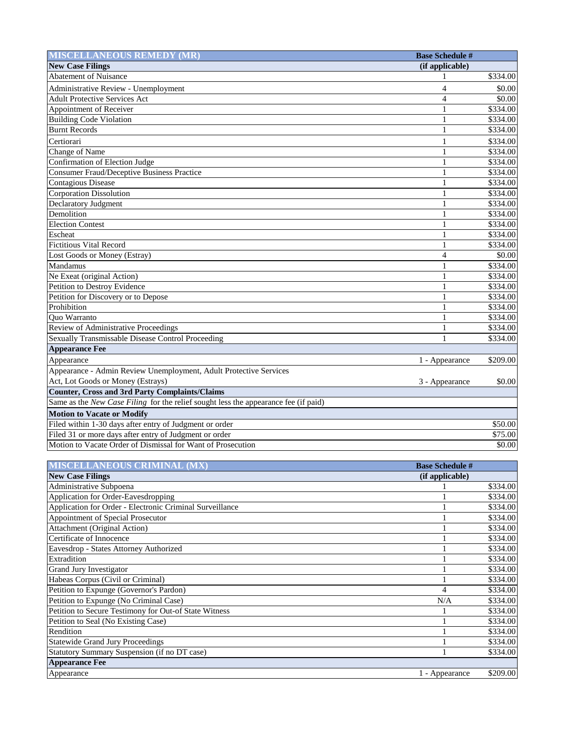| MISCELLANEOUS REMEDY (MR) | Base Schedule # | |
|---|---|---|
| **New Case Filings** | **(if applicable)** | |
| Abatement of Nuisance | 1 | $334.00 |
| Administrative Review - Unemployment | 4 | $0.00 |
| Adult Protective Services Act | 4 | $0.00 |
| Appointment of Receiver | 1 | $334.00 |
| Building Code Violation | 1 | $334.00 |
| Burnt Records | 1 | $334.00 |
| Certiorari | 1 | $334.00 |
| Change of Name | 1 | $334.00 |
| Confirmation of Election Judge | 1 | $334.00 |
| Consumer Fraud/Deceptive Business Practice | 1 | $334.00 |
| Contagious Disease | 1 | $334.00 |
| Corporation Dissolution | 1 | $334.00 |
| Declaratory Judgment | 1 | $334.00 |
| Demolition | 1 | $334.00 |
| Election Contest | 1 | $334.00 |
| Escheat | 1 | $334.00 |
| Fictitious Vital Record | 1 | $334.00 |
| Lost Goods or Money (Estray) | 4 | $0.00 |
| Mandamus | 1 | $334.00 |
| Ne Exeat (original Action) | 1 | $334.00 |
| Petition to Destroy Evidence | 1 | $334.00 |
| Petition for Discovery or to Depose | 1 | $334.00 |
| Prohibition | 1 | $334.00 |
| Quo Warranto | 1 | $334.00 |
| Review of Administrative Proceedings | 1 | $334.00 |
| Sexually Transmissable Disease Control Proceeding | 1 | $334.00 |
| **Appearance Fee** | | |
| Appearance | 1 - Appearance | $209.00 |
| Appearance - Admin Review Unemployment, Adult Protective Services Act, Lot Goods or Money (Estrays) | 3 - Appearance | $0.00 |
| **Counter, Cross and 3rd Party Complaints/Claims** | | |
| Same as the *New Case Filing* for the relief sought less the appearance fee (if paid) | | |
| **Motion to Vacate or Modify** | | |
| Filed within 1-30 days after entry of Judgment or order | | $50.00 |
| Filed 31 or more days after entry of Judgment or order | | $75.00 |
| Motion to Vacate Order of Dismissal for Want of Prosecution | | $0.00 |

| MISCELLANEOUS CRIMINAL (MX) | Base Schedule # | |
|---|---|---|
| **New Case Filings** | **(if applicable)** | |
| Administrative Subpoena | 1 | $334.00 |
| Application for Order-Eavesdropping | 1 | $334.00 |
| Application for Order - Electronic Criminal Surveillance | 1 | $334.00 |
| Appointment of Special Prosecutor | 1 | $334.00 |
| Attachment (Original Action) | 1 | $334.00 |
| Certificate of Innocence | 1 | $334.00 |
| Eavesdrop - States Attorney Authorized | 1 | $334.00 |
| Extradition | 1 | $334.00 |
| Grand Jury Investigator | 1 | $334.00 |
| Habeas Corpus (Civil or Criminal) | 1 | $334.00 |
| Petition to Expunge (Governor's Pardon) | 4 | $334.00 |
| Petition to Expunge (No Criminal Case) | N/A | $334.00 |
| Petition to Secure Testimony for Out-of State Witness | 1 | $334.00 |
| Petition to Seal (No Existing Case) | 1 | $334.00 |
| Rendition | 1 | $334.00 |
| Statewide Grand Jury Proceedings | 1 | $334.00 |
| Statutory Summary Suspension (if no DT case) | 1 | $334.00 |
| **Appearance Fee** | | |
| Appearance | 1 - Appearance | $209.00 |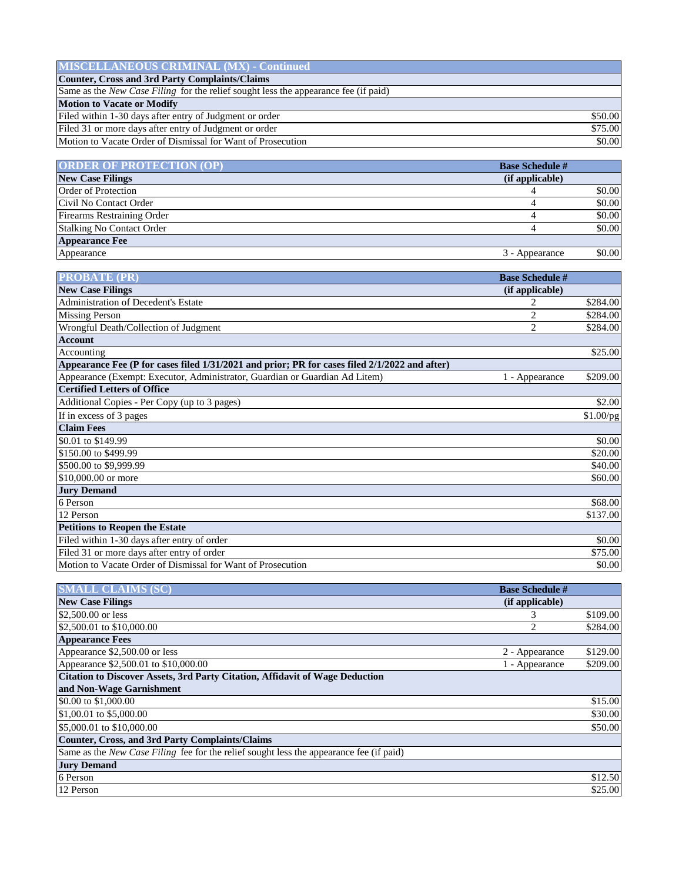## MISCELLANEOUS CRIMINAL (MX) - Continued

| | |
|---|---|
| **Counter, Cross and 3rd Party Complaints/Claims** | |
| Same as the *New Case Filing* for the relief sought less the appearance fee (if paid) | |
| **Motion to Vacate or Modify** | |
| Filed within 1-30 days after entry of Judgment or order | $50.00 |
| Filed 31 or more days after entry of Judgment or order | $75.00 |
| Motion to Vacate Order of Dismissal for Want of Prosecution | $0.00 |

## ORDER OF PROTECTION (OP)

| | Base Schedule # (if applicable) | |
|---|---|---|
| **New Case Filings** | | |
| Order of Protection | 4 | $0.00 |
| Civil No Contact Order | 4 | $0.00 |
| Firearms Restraining Order | 4 | $0.00 |
| Stalking No Contact Order | 4 | $0.00 |
| **Appearance Fee** | | |
| Appearance | 3 - Appearance | $0.00 |

## PROBATE (PR)

| | Base Schedule # (if applicable) | |
|---|---|---|
| **New Case Filings** | | |
| Administration of Decedent's Estate | 2 | $284.00 |
| Missing Person | 2 | $284.00 |
| Wrongful Death/Collection of Judgment | 2 | $284.00 |
| **Account** | | |
| Accounting | | $25.00 |
| **Appearance Fee (P for cases filed 1/31/2021 and prior; PR for cases filed 2/1/2022 and after)** | | |
| Appearance (Exempt: Executor, Administrator, Guardian or Guardian Ad Litem) | 1 - Appearance | $209.00 |
| **Certified Letters of Office** | | |
| Additional Copies - Per Copy (up to 3 pages) | | $2.00 |
| If in excess of 3 pages | | $1.00/pg |
| **Claim Fees** | | |
| $0.01 to $149.99 | | $0.00 |
| $150.00 to $499.99 | | $20.00 |
| $500.00 to $9,999.99 | | $40.00 |
| $10,000.00 or more | | $60.00 |
| **Jury Demand** | | |
| 6 Person | | $68.00 |
| 12 Person | | $137.00 |
| **Petitions to Reopen the Estate** | | |
| Filed within 1-30 days after entry of order | | $0.00 |
| Filed 31 or more days after entry of order | | $75.00 |
| Motion to Vacate Order of Dismissal for Want of Prosecution | | $0.00 |

## SMALL CLAIMS (SC)

| | Base Schedule # (if applicable) | |
|---|---|---|
| **New Case Filings** | | |
| $2,500.00 or less | 3 | $109.00 |
| $2,500.01 to $10,000.00 | 2 | $284.00 |
| **Appearance Fees** | | |
| Appearance $2,500.00 or less | 2 - Appearance | $129.00 |
| Appearance $2,500.01 to $10,000.00 | 1 - Appearance | $209.00 |
| **Citation to Discover Assets, 3rd Party Citation, Affidavit of Wage Deduction and Non-Wage Garnishment** | | |
| $0.00 to $1,000.00 | | $15.00 |
| $1,00.01 to $5,000.00 | | $30.00 |
| $5,000.01 to $10,000.00 | | $50.00 |
| **Counter, Cross, and 3rd Party Complaints/Claims** | | |
| Same as the *New Case Filing* fee for the relief sought less the appearance fee (if paid) | | |
| **Jury Demand** | | |
| 6 Person | | $12.50 |
| 12 Person | | $25.00 |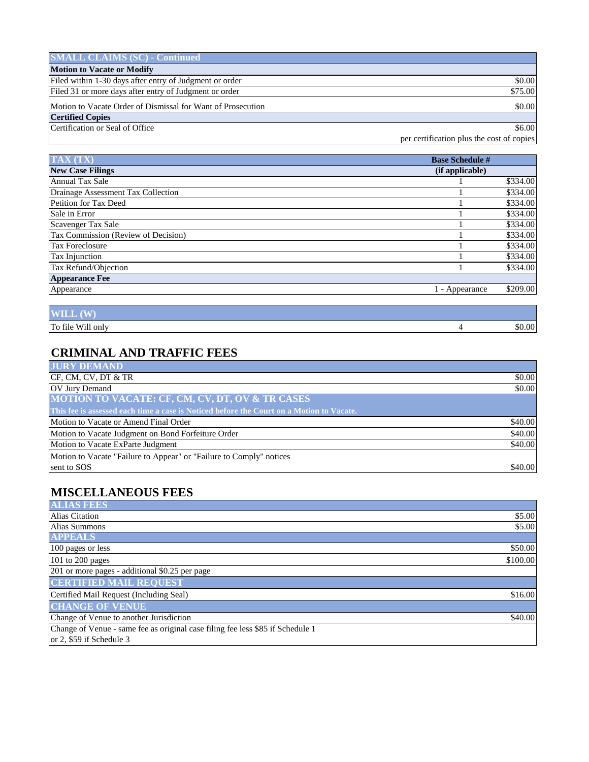| SMALL CLAIMS (SC) - Continued | |
|---|---|
| **Motion to Vacate or Modify** | |
| Filed within 1-30 days after entry of Judgment or order | $0.00 |
| Filed 31 or more days after entry of Judgment or order | $75.00 |
| Motion to Vacate Order of Dismissal for Want of Prosecution | $0.00 |
| **Certified Copies** | |
| Certification or Seal of Office | $6.00 |
| | per certification plus the cost of copies |

| TAX (TX) | Base Schedule # | |
|---|---|---|
| **New Case Filings** | **(if applicable)** | |
| Annual Tax Sale | 1 | $334.00 |
| Drainage Assessment Tax Collection | 1 | $334.00 |
| Petition for Tax Deed | 1 | $334.00 |
| Sale in Error | 1 | $334.00 |
| Scavenger Tax Sale | 1 | $334.00 |
| Tax Commission (Review of Decision) | 1 | $334.00 |
| Tax Foreclosure | 1 | $334.00 |
| Tax Injunction | 1 | $334.00 |
| Tax Refund/Objection | 1 | $334.00 |
| **Appearance Fee** | | |
| Appearance | 1 - Appearance | $209.00 |

| WILL (W) | | |
|---|---|---|
| To file Will only | 4 | $0.00 |

## CRIMINAL AND TRAFFIC FEES

| JURY DEMAND | |
|---|---|
| CF, CM, CV, DT & TR | $0.00 |
| OV Jury Demand | $0.00 |
| **MOTION TO VACATE: CF, CM, CV, DT, OV & TR CASES** | |
| **This fee is assessed each time a case is Noticed before the Court on a Motion to Vacate.** | |
| Motion to Vacate or Amend Final Order | $40.00 |
| Motion to Vacate Judgment on Bond Forfeiture Order | $40.00 |
| Motion to Vacate ExParte Judgment | $40.00 |
| Motion to Vacate "Failure to Appear" or "Failure to Comply" notices sent to SOS | $40.00 |

## MISCELLANEOUS FEES

| ALIAS FEES | |
|---|---|
| Alias Citation | $5.00 |
| Alias Summons | $5.00 |
| **APPEALS** | |
| 100 pages or less | $50.00 |
| 101 to 200 pages | $100.00 |
| 201 or more pages - additional $0.25 per page | |
| **CERTIFIED MAIL REQUEST** | |
| Certified Mail Request (Including Seal) | $16.00 |
| **CHANGE OF VENUE** | |
| Change of Venue to another Jurisdiction | $40.00 |
| Change of Venue - same fee as original case filing fee less $85 if Schedule 1 or 2, $59 if Schedule 3 | |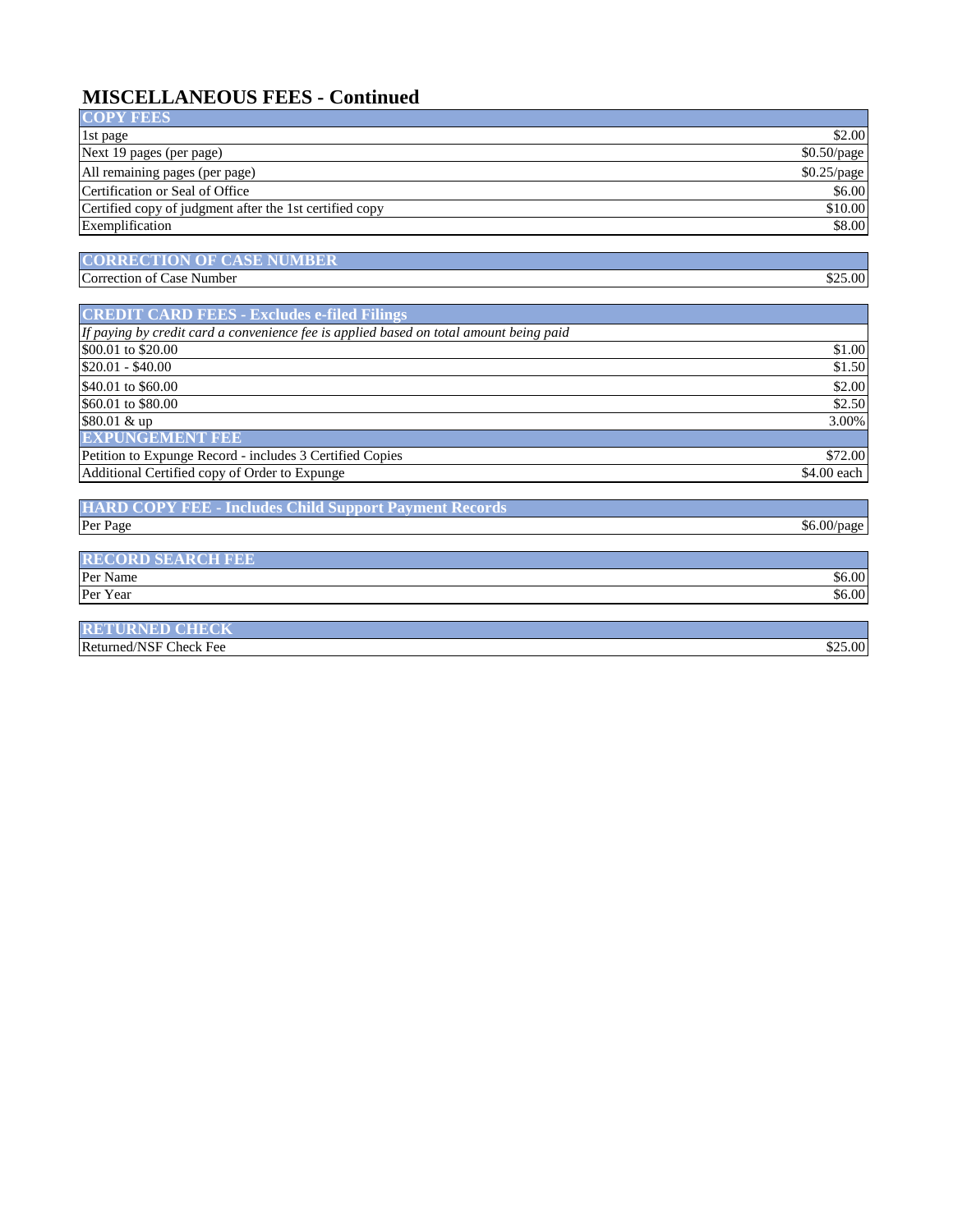# MISCELLANEOUS FEES - Continued

| COPY FEES | |
|---|---|
| 1st page | $2.00 |
| Next 19 pages (per page) | $0.50/page |
| All remaining pages (per page) | $0.25/page |
| Certification or Seal of Office | $6.00 |
| Certified copy of judgment after the 1st certified copy | $10.00 |
| Exemplification | $8.00 |

| CORRECTION OF CASE NUMBER | |
|---|---|
| Correction of Case Number | $25.00 |

| CREDIT CARD FEES - Excludes e-filed Filings | |
|---|---|
| *If paying by credit card a convenience fee is applied based on total amount being paid* | |
| $00.01 to $20.00 | $1.00 |
| $20.01 - $40.00 | $1.50 |
| $40.01 to $60.00 | $2.00 |
| $60.01 to $80.00 | $2.50 |
| $80.01 & up | 3.00% |
| **EXPUNGEMENT FEE** | |
| Petition to Expunge Record - includes 3 Certified Copies | $72.00 |
| Additional Certified copy of Order to Expunge | $4.00 each |

| HARD COPY FEE - Includes Child Support Payment Records | |
|---|---|
| Per Page | $6.00/page |

| RECORD SEARCH FEE | |
|---|---|
| Per Name | $6.00 |
| Per Year | $6.00 |

| RETURNED CHECK | |
|---|---|
| Returned/NSF Check Fee | $25.00 |